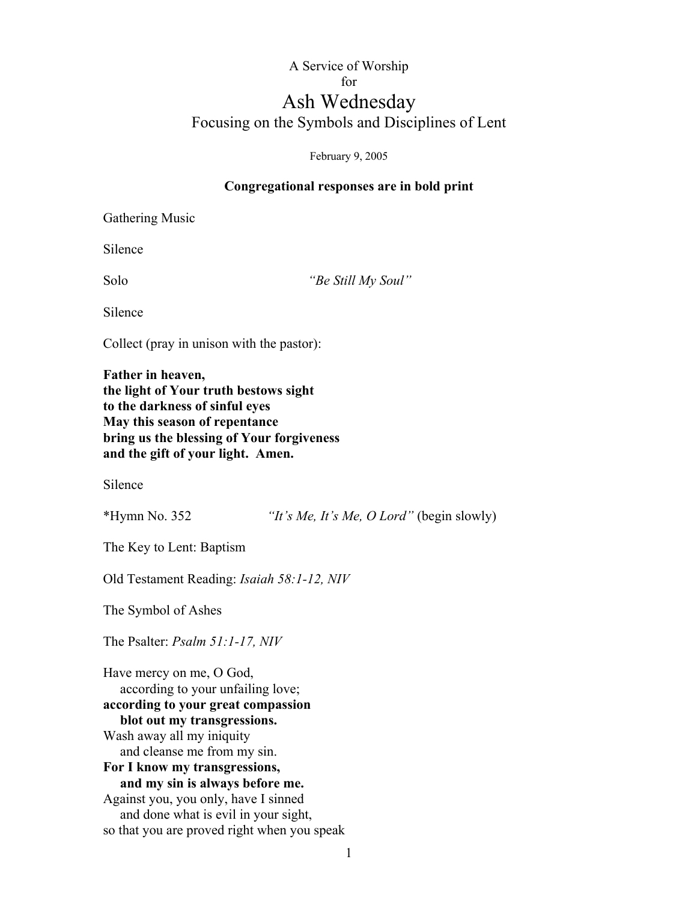A Service of Worship

for

# Ash Wednesday

## Focusing on the Symbols and Disciplines of Lent

February 9, 2005

**Congregational responses are in bold print**

Gathering Music

Silence

Solo *"Be Still My Soul"*

Silence

Collect (pray in unison with the pastor):

**Father in heaven,**
**the light of Your truth bestows sight**
**to the darkness of sinful eyes**
**May this season of repentance**
**bring us the blessing of Your forgiveness**
**and the gift of your light. Amen.**

Silence

*Hymn No. 352 *"It's Me, It's Me, O Lord"* (begin slowly)

The Key to Lent: Baptism

Old Testament Reading: *Isaiah 58:1-12, NIV*

The Symbol of Ashes

The Psalter: *Psalm 51:1-17, NIV*

Have mercy on me, O God,
    according to your unfailing love;
**according to your great compassion**
    **blot out my transgressions.**
Wash away all my iniquity
    and cleanse me from my sin.
**For I know my transgressions,**
    **and my sin is always before me.**
Against you, you only, have I sinned
    and done what is evil in your sight,
so that you are proved right when you speak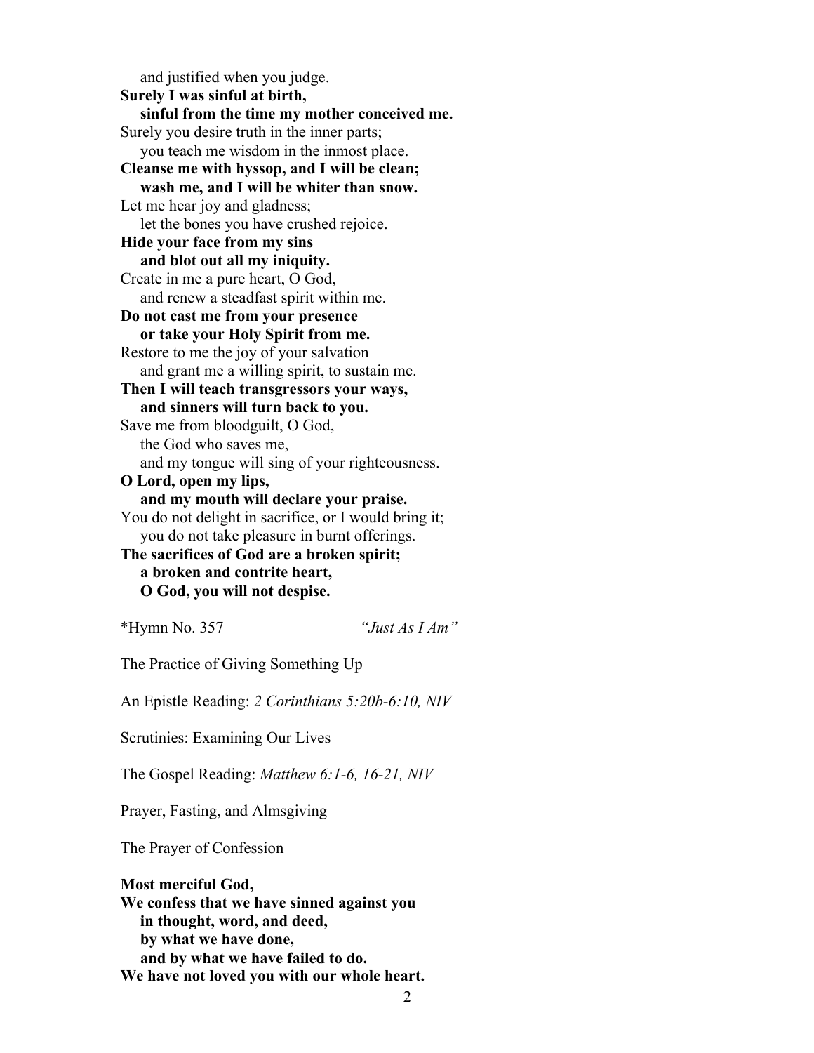and justified when you judge.
**Surely I was sinful at birth,**
**sinful from the time my mother conceived me.**
Surely you desire truth in the inner parts;
you teach me wisdom in the inmost place.
**Cleanse me with hyssop, and I will be clean;**
**wash me, and I will be whiter than snow.**
Let me hear joy and gladness;
let the bones you have crushed rejoice.
**Hide your face from my sins**
**and blot out all my iniquity.**
Create in me a pure heart, O God,
and renew a steadfast spirit within me.
**Do not cast me from your presence**
**or take your Holy Spirit from me.**
Restore to me the joy of your salvation
and grant me a willing spirit, to sustain me.
**Then I will teach transgressors your ways,**
**and sinners will turn back to you.**
Save me from bloodguilt, O God,
the God who saves me,
and my tongue will sing of your righteousness.
**O Lord, open my lips,**
**and my mouth will declare your praise.**
You do not delight in sacrifice, or I would bring it;
you do not take pleasure in burnt offerings.
**The sacrifices of God are a broken spirit;**
**a broken and contrite heart,**
**O God, you will not despise.**

*Hymn No. 357 *"Just As I Am"*

The Practice of Giving Something Up

An Epistle Reading: *2 Corinthians 5:20b-6:10, NIV*

Scrutinies: Examining Our Lives

The Gospel Reading: *Matthew 6:1-6, 16-21, NIV*

Prayer, Fasting, and Almsgiving

The Prayer of Confession

**Most merciful God,**
**We confess that we have sinned against you**
**in thought, word, and deed,**
**by what we have done,**
**and by what we have failed to do.**
**We have not loved you with our whole heart.**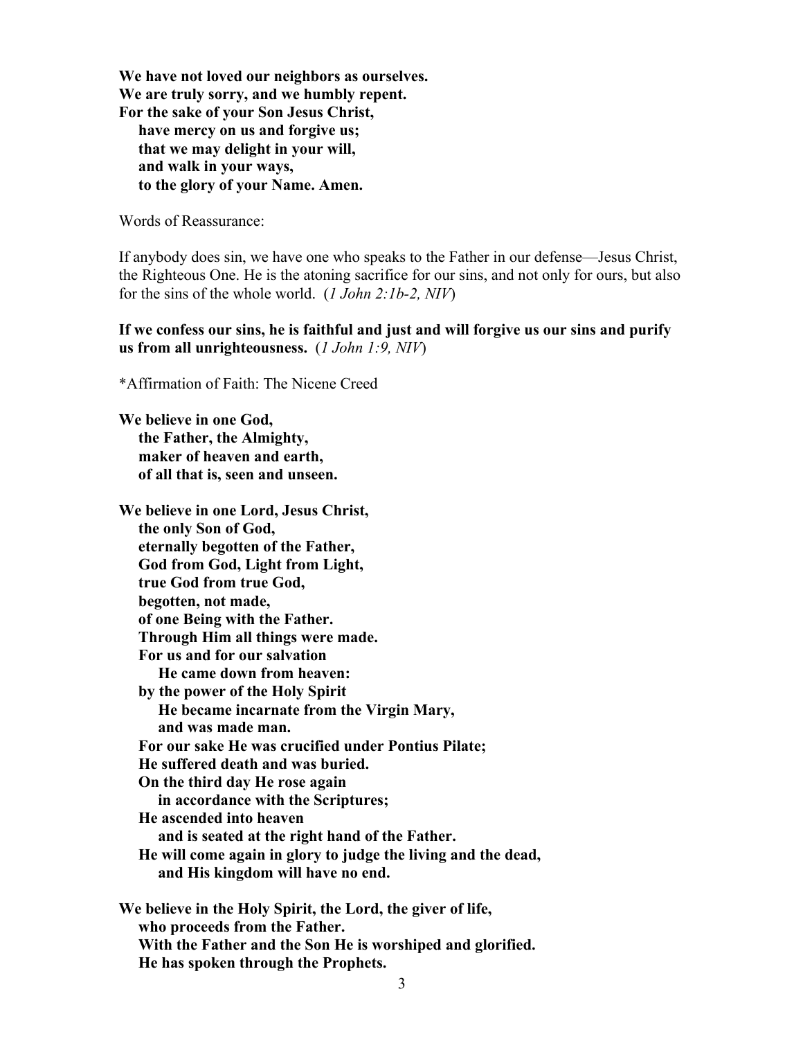**We have not loved our neighbors as ourselves.**
**We are truly sorry, and we humbly repent.**
**For the sake of your Son Jesus Christ,**
  **have mercy on us and forgive us;**
  **that we may delight in your will,**
  **and walk in your ways,**
  **to the glory of your Name. Amen.**

Words of Reassurance:

If anybody does sin, we have one who speaks to the Father in our defense—Jesus Christ, the Righteous One. He is the atoning sacrifice for our sins, and not only for ours, but also for the sins of the whole world. (*1 John 2:1b-2, NIV*)

**If we confess our sins, he is faithful and just and will forgive us our sins and purify us from all unrighteousness.** (*1 John 1:9, NIV*)

*Affirmation of Faith: The Nicene Creed

**We believe in one God,**
  **the Father, the Almighty,**
  **maker of heaven and earth,**
  **of all that is, seen and unseen.**

**We believe in one Lord, Jesus Christ,**
  **the only Son of God,**
  **eternally begotten of the Father,**
  **God from God, Light from Light,**
  **true God from true God,**
  **begotten, not made,**
  **of one Being with the Father.**
  **Through Him all things were made.**
  **For us and for our salvation**
    **He came down from heaven:**
  **by the power of the Holy Spirit**
    **He became incarnate from the Virgin Mary,**
    **and was made man.**
  **For our sake He was crucified under Pontius Pilate;**
  **He suffered death and was buried.**
  **On the third day He rose again**
    **in accordance with the Scriptures;**
  **He ascended into heaven**
    **and is seated at the right hand of the Father.**
  **He will come again in glory to judge the living and the dead,**
    **and His kingdom will have no end.**

**We believe in the Holy Spirit, the Lord, the giver of life,**
  **who proceeds from the Father.**
  **With the Father and the Son He is worshiped and glorified.**
  **He has spoken through the Prophets.**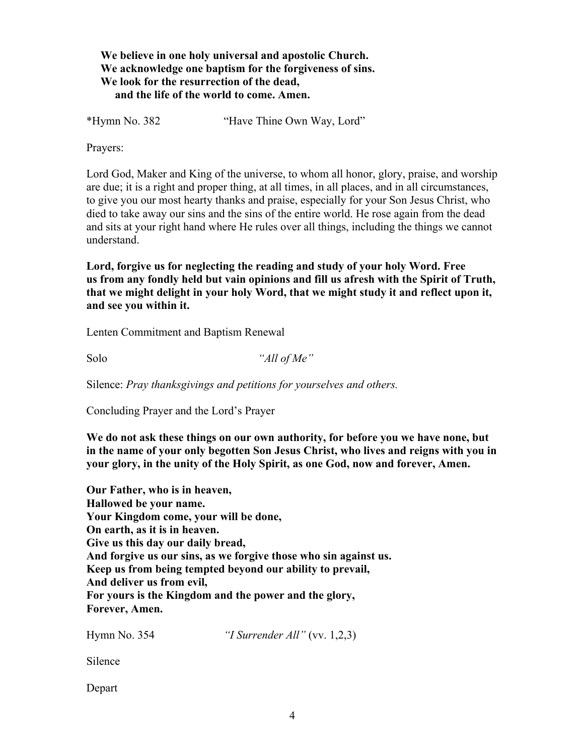**We believe in one holy universal and apostolic Church.**
**We acknowledge one baptism for the forgiveness of sins.**
**We look for the resurrection of the dead,**
**and the life of the world to come. Amen.**

*Hymn No. 382 "Have Thine Own Way, Lord"

Prayers:

Lord God, Maker and King of the universe, to whom all honor, glory, praise, and worship are due; it is a right and proper thing, at all times, in all places, and in all circumstances, to give you our most hearty thanks and praise, especially for your Son Jesus Christ, who died to take away our sins and the sins of the entire world. He rose again from the dead and sits at your right hand where He rules over all things, including the things we cannot understand.

**Lord, forgive us for neglecting the reading and study of your holy Word. Free us from any fondly held but vain opinions and fill us afresh with the Spirit of Truth, that we might delight in your holy Word, that we might study it and reflect upon it, and see you within it.**

Lenten Commitment and Baptism Renewal

Solo *"All of Me"*

Silence: *Pray thanksgivings and petitions for yourselves and others.*

Concluding Prayer and the Lord's Prayer

**We do not ask these things on our own authority, for before you we have none, but in the name of your only begotten Son Jesus Christ, who lives and reigns with you in your glory, in the unity of the Holy Spirit, as one God, now and forever, Amen.**

**Our Father, who is in heaven,**
**Hallowed be your name.**
**Your Kingdom come, your will be done,**
**On earth, as it is in heaven.**
**Give us this day our daily bread,**
**And forgive us our sins, as we forgive those who sin against us.**
**Keep us from being tempted beyond our ability to prevail,**
**And deliver us from evil,**
**For yours is the Kingdom and the power and the glory,**
**Forever, Amen.**

Hymn No. 354 *"I Surrender All"* (vv. 1,2,3)

Silence

Depart